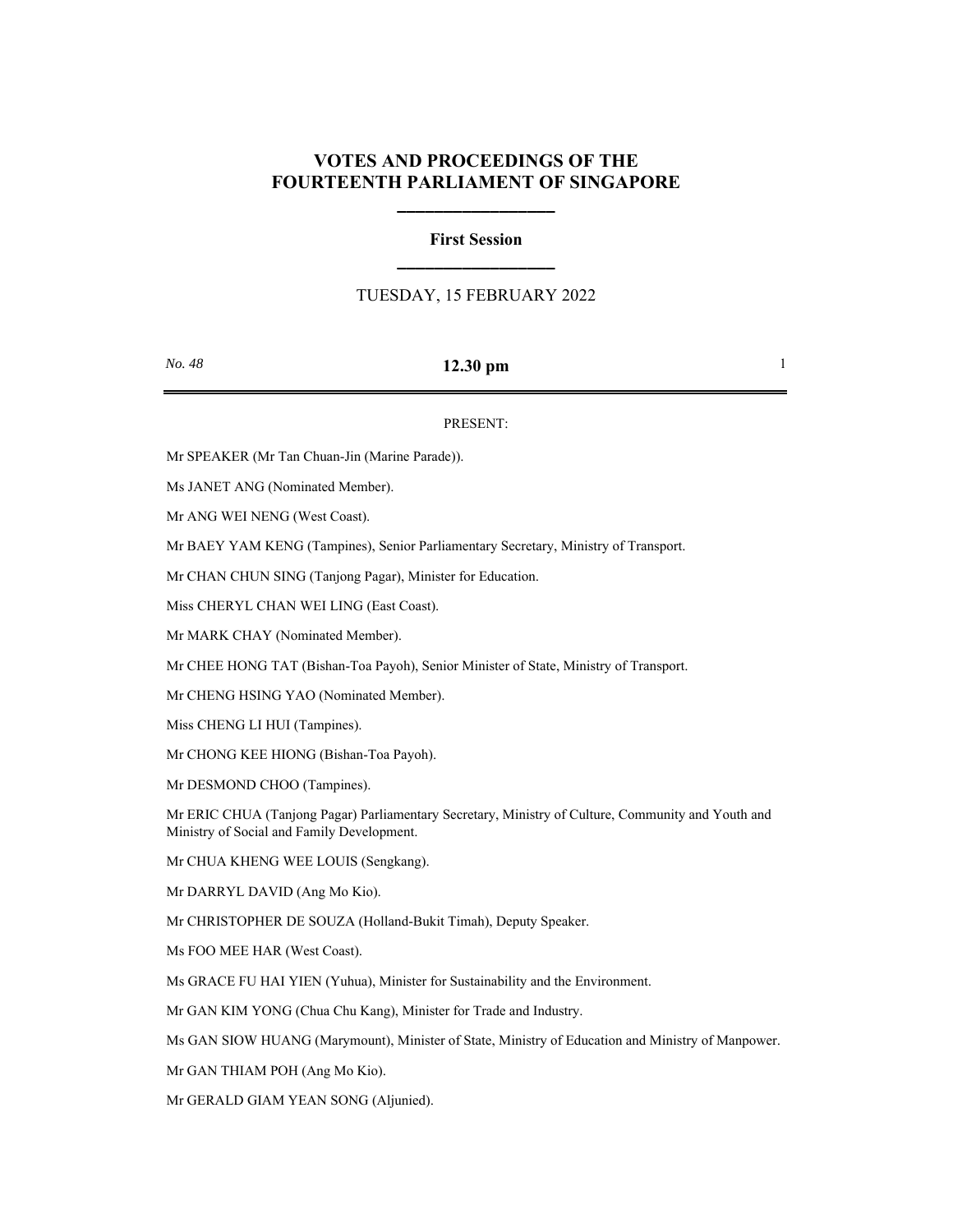# VOTES AND PROCEEDINGS OF THE FOURTEENTH PARLIAMENT OF SINGAPORE

## First Session

TUESDAY, 15 FEBRUARY 2022

*No. 48* **12.30 pm**

---

PRESENT:

Mr SPEAKER (Mr Tan Chuan-Jin (Marine Parade)).

Ms JANET ANG (Nominated Member).

Mr ANG WEI NENG (West Coast).

Mr BAEY YAM KENG (Tampines), Senior Parliamentary Secretary, Ministry of Transport.

Mr CHAN CHUN SING (Tanjong Pagar), Minister for Education.

Miss CHERYL CHAN WEI LING (East Coast).

Mr MARK CHAY (Nominated Member).

Mr CHEE HONG TAT (Bishan-Toa Payoh), Senior Minister of State, Ministry of Transport.

Mr CHENG HSING YAO (Nominated Member).

Miss CHENG LI HUI (Tampines).

Mr CHONG KEE HIONG (Bishan-Toa Payoh).

Mr DESMOND CHOO (Tampines).

Mr ERIC CHUA (Tanjong Pagar) Parliamentary Secretary, Ministry of Culture, Community and Youth and Ministry of Social and Family Development.

Mr CHUA KHENG WEE LOUIS (Sengkang).

Mr DARRYL DAVID (Ang Mo Kio).

Mr CHRISTOPHER DE SOUZA (Holland-Bukit Timah), Deputy Speaker.

Ms FOO MEE HAR (West Coast).

Ms GRACE FU HAI YIEN (Yuhua), Minister for Sustainability and the Environment.

Mr GAN KIM YONG (Chua Chu Kang), Minister for Trade and Industry.

Ms GAN SIOW HUANG (Marymount), Minister of State, Ministry of Education and Ministry of Manpower.

Mr GAN THIAM POH (Ang Mo Kio).

Mr GERALD GIAM YEAN SONG (Aljunied).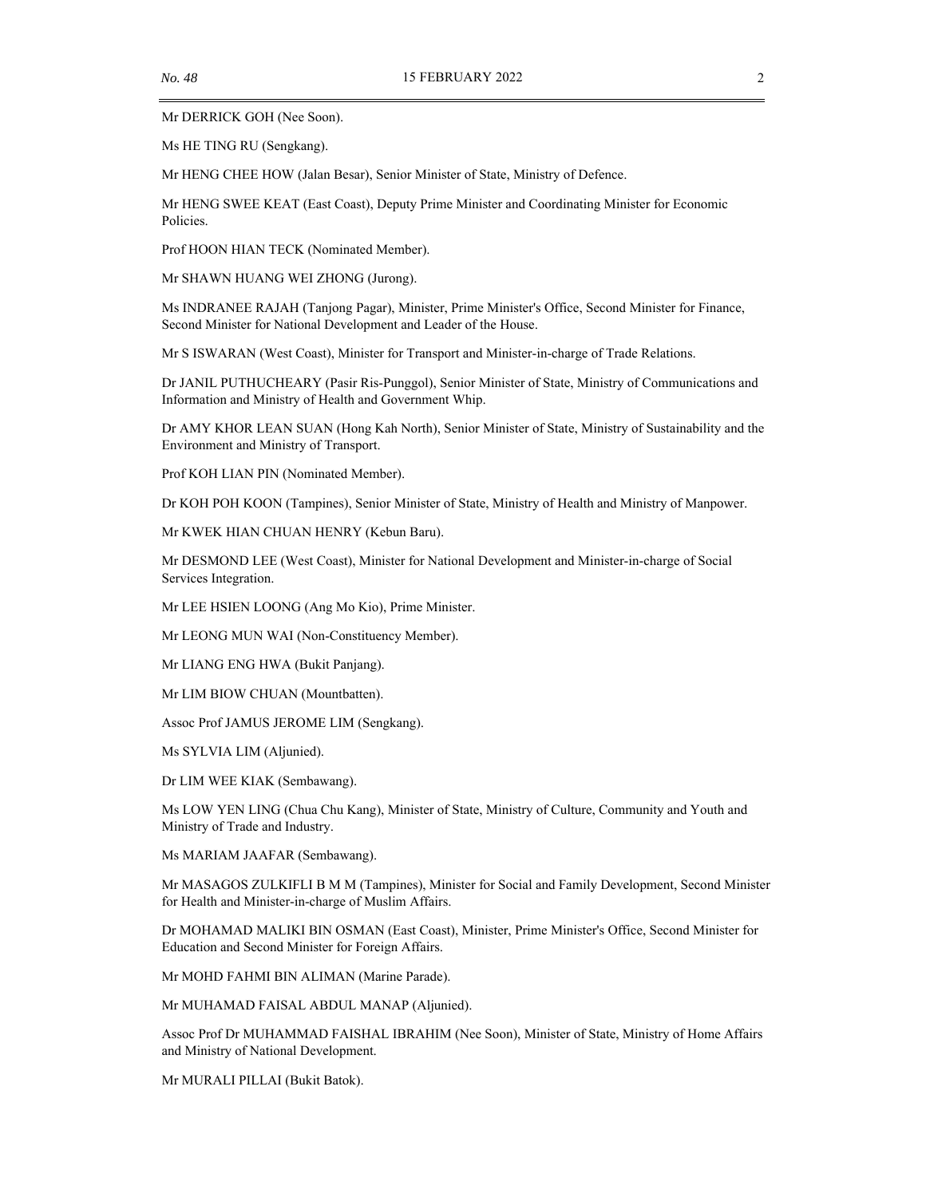Mr DERRICK GOH (Nee Soon).

Ms HE TING RU (Sengkang).

Mr HENG CHEE HOW (Jalan Besar), Senior Minister of State, Ministry of Defence.

Mr HENG SWEE KEAT (East Coast), Deputy Prime Minister and Coordinating Minister for Economic Policies.

Prof HOON HIAN TECK (Nominated Member).

Mr SHAWN HUANG WEI ZHONG (Jurong).

Ms INDRANEE RAJAH (Tanjong Pagar), Minister, Prime Minister's Office, Second Minister for Finance, Second Minister for National Development and Leader of the House.

Mr S ISWARAN (West Coast), Minister for Transport and Minister-in-charge of Trade Relations.

Dr JANIL PUTHUCHEARY (Pasir Ris-Punggol), Senior Minister of State, Ministry of Communications and Information and Ministry of Health and Government Whip.

Dr AMY KHOR LEAN SUAN (Hong Kah North), Senior Minister of State, Ministry of Sustainability and the Environment and Ministry of Transport.

Prof KOH LIAN PIN (Nominated Member).

Dr KOH POH KOON (Tampines), Senior Minister of State, Ministry of Health and Ministry of Manpower.

Mr KWEK HIAN CHUAN HENRY (Kebun Baru).

Mr DESMOND LEE (West Coast), Minister for National Development and Minister-in-charge of Social Services Integration.

Mr LEE HSIEN LOONG (Ang Mo Kio), Prime Minister.

Mr LEONG MUN WAI (Non-Constituency Member).

Mr LIANG ENG HWA (Bukit Panjang).

Mr LIM BIOW CHUAN (Mountbatten).

Assoc Prof JAMUS JEROME LIM (Sengkang).

Ms SYLVIA LIM (Aljunied).

Dr LIM WEE KIAK (Sembawang).

Ms LOW YEN LING (Chua Chu Kang), Minister of State, Ministry of Culture, Community and Youth and Ministry of Trade and Industry.

Ms MARIAM JAAFAR (Sembawang).

Mr MASAGOS ZULKIFLI B M M (Tampines), Minister for Social and Family Development, Second Minister for Health and Minister-in-charge of Muslim Affairs.

Dr MOHAMAD MALIKI BIN OSMAN (East Coast), Minister, Prime Minister's Office, Second Minister for Education and Second Minister for Foreign Affairs.

Mr MOHD FAHMI BIN ALIMAN (Marine Parade).

Mr MUHAMAD FAISAL ABDUL MANAP (Aljunied).

Assoc Prof Dr MUHAMMAD FAISHAL IBRAHIM (Nee Soon), Minister of State, Ministry of Home Affairs and Ministry of National Development.

Mr MURALI PILLAI (Bukit Batok).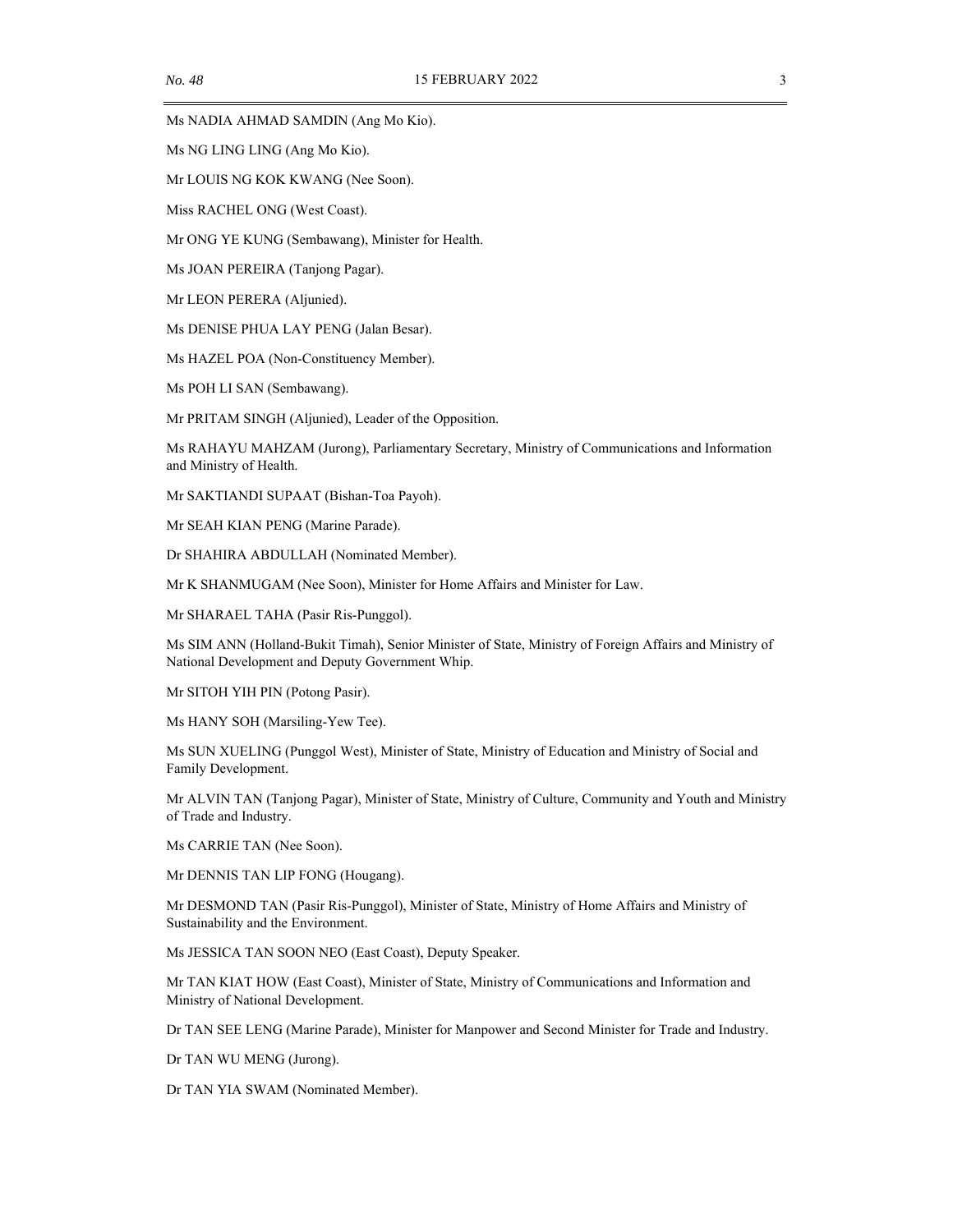Ms NADIA AHMAD SAMDIN (Ang Mo Kio).

Ms NG LING LING (Ang Mo Kio).

Mr LOUIS NG KOK KWANG (Nee Soon).

Miss RACHEL ONG (West Coast).

Mr ONG YE KUNG (Sembawang), Minister for Health.

Ms JOAN PEREIRA (Tanjong Pagar).

Mr LEON PERERA (Aljunied).

Ms DENISE PHUA LAY PENG (Jalan Besar).

Ms HAZEL POA (Non-Constituency Member).

Ms POH LI SAN (Sembawang).

Mr PRITAM SINGH (Aljunied), Leader of the Opposition.

Ms RAHAYU MAHZAM (Jurong), Parliamentary Secretary, Ministry of Communications and Information and Ministry of Health.

Mr SAKTIANDI SUPAAT (Bishan-Toa Payoh).

Mr SEAH KIAN PENG (Marine Parade).

Dr SHAHIRA ABDULLAH (Nominated Member).

Mr K SHANMUGAM (Nee Soon), Minister for Home Affairs and Minister for Law.

Mr SHARAEL TAHA (Pasir Ris-Punggol).

Ms SIM ANN (Holland-Bukit Timah), Senior Minister of State, Ministry of Foreign Affairs and Ministry of National Development and Deputy Government Whip.

Mr SITOH YIH PIN (Potong Pasir).

Ms HANY SOH (Marsiling-Yew Tee).

Ms SUN XUELING (Punggol West), Minister of State, Ministry of Education and Ministry of Social and Family Development.

Mr ALVIN TAN (Tanjong Pagar), Minister of State, Ministry of Culture, Community and Youth and Ministry of Trade and Industry.

Ms CARRIE TAN (Nee Soon).

Mr DENNIS TAN LIP FONG (Hougang).

Mr DESMOND TAN (Pasir Ris-Punggol), Minister of State, Ministry of Home Affairs and Ministry of Sustainability and the Environment.

Ms JESSICA TAN SOON NEO (East Coast), Deputy Speaker.

Mr TAN KIAT HOW (East Coast), Minister of State, Ministry of Communications and Information and Ministry of National Development.

Dr TAN SEE LENG (Marine Parade), Minister for Manpower and Second Minister for Trade and Industry.

Dr TAN WU MENG (Jurong).

Dr TAN YIA SWAM (Nominated Member).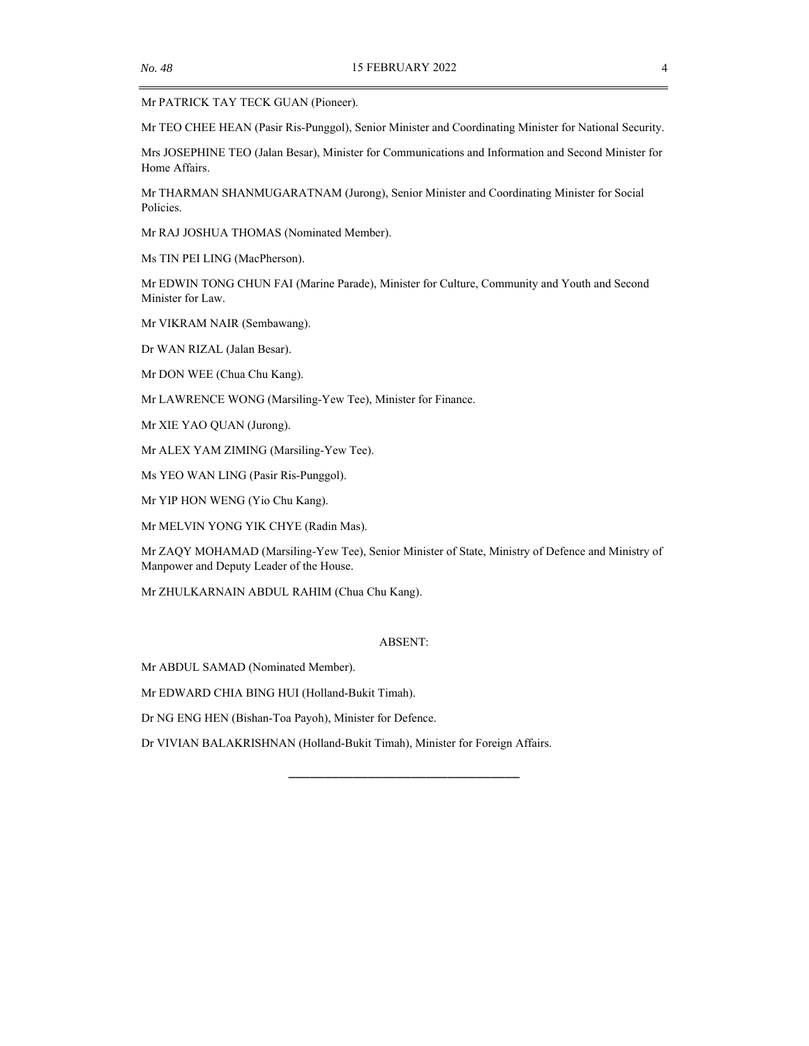Mr PATRICK TAY TECK GUAN (Pioneer).

Mr TEO CHEE HEAN (Pasir Ris-Punggol), Senior Minister and Coordinating Minister for National Security.

Mrs JOSEPHINE TEO (Jalan Besar), Minister for Communications and Information and Second Minister for Home Affairs.

Mr THARMAN SHANMUGARATNAM (Jurong), Senior Minister and Coordinating Minister for Social Policies.

Mr RAJ JOSHUA THOMAS (Nominated Member).

Ms TIN PEI LING (MacPherson).

Mr EDWIN TONG CHUN FAI (Marine Parade), Minister for Culture, Community and Youth and Second Minister for Law.

Mr VIKRAM NAIR (Sembawang).

Dr WAN RIZAL (Jalan Besar).

Mr DON WEE (Chua Chu Kang).

Mr LAWRENCE WONG (Marsiling-Yew Tee), Minister for Finance.

Mr XIE YAO QUAN (Jurong).

Mr ALEX YAM ZIMING (Marsiling-Yew Tee).

Ms YEO WAN LING (Pasir Ris-Punggol).

Mr YIP HON WENG (Yio Chu Kang).

Mr MELVIN YONG YIK CHYE (Radin Mas).

Mr ZAQY MOHAMAD (Marsiling-Yew Tee), Senior Minister of State, Ministry of Defence and Ministry of Manpower and Deputy Leader of the House.

Mr ZHULKARNAIN ABDUL RAHIM (Chua Chu Kang).

ABSENT:

Mr ABDUL SAMAD (Nominated Member).

Mr EDWARD CHIA BING HUI (Holland-Bukit Timah).

Dr NG ENG HEN (Bishan-Toa Payoh), Minister for Defence.

Dr VIVIAN BALAKRISHNAN (Holland-Bukit Timah), Minister for Foreign Affairs.

---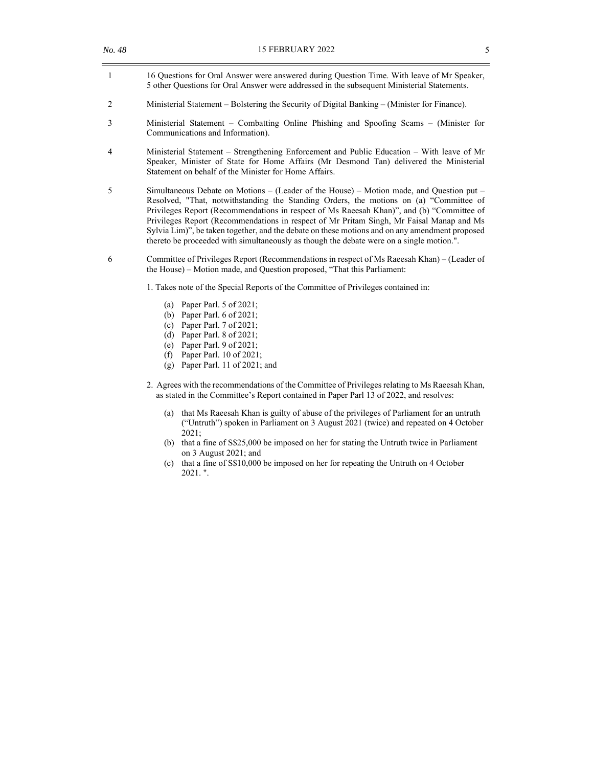1 16 Questions for Oral Answer were answered during Question Time. With leave of Mr Speaker, 5 other Questions for Oral Answer were addressed in the subsequent Ministerial Statements.

2 Ministerial Statement – Bolstering the Security of Digital Banking – (Minister for Finance).

3 Ministerial Statement – Combatting Online Phishing and Spoofing Scams – (Minister for Communications and Information).

4 Ministerial Statement – Strengthening Enforcement and Public Education – With leave of Mr Speaker, Minister of State for Home Affairs (Mr Desmond Tan) delivered the Ministerial Statement on behalf of the Minister for Home Affairs.

5 Simultaneous Debate on Motions – (Leader of the House) – Motion made, and Question put – Resolved, "That, notwithstanding the Standing Orders, the motions on (a) "Committee of Privileges Report (Recommendations in respect of Ms Raeesah Khan)", and (b) "Committee of Privileges Report (Recommendations in respect of Mr Pritam Singh, Mr Faisal Manap and Ms Sylvia Lim)", be taken together, and the debate on these motions and on any amendment proposed thereto be proceeded with simultaneously as though the debate were on a single motion.".

6 Committee of Privileges Report (Recommendations in respect of Ms Raeesah Khan) – (Leader of the House) – Motion made, and Question proposed, "That this Parliament:

1. Takes note of the Special Reports of the Committee of Privileges contained in:

   (a) Paper Parl. 5 of 2021;
   (b) Paper Parl. 6 of 2021;
   (c) Paper Parl. 7 of 2021;
   (d) Paper Parl. 8 of 2021;
   (e) Paper Parl. 9 of 2021;
   (f) Paper Parl. 10 of 2021;
   (g) Paper Parl. 11 of 2021; and

2. Agrees with the recommendations of the Committee of Privileges relating to Ms Raeesah Khan, as stated in the Committee's Report contained in Paper Parl 13 of 2022, and resolves:

   (a) that Ms Raeesah Khan is guilty of abuse of the privileges of Parliament for an untruth ("Untruth") spoken in Parliament on 3 August 2021 (twice) and repeated on 4 October 2021;
   (b) that a fine of S$25,000 be imposed on her for stating the Untruth twice in Parliament on 3 August 2021; and
   (c) that a fine of S$10,000 be imposed on her for repeating the Untruth on 4 October 2021. ".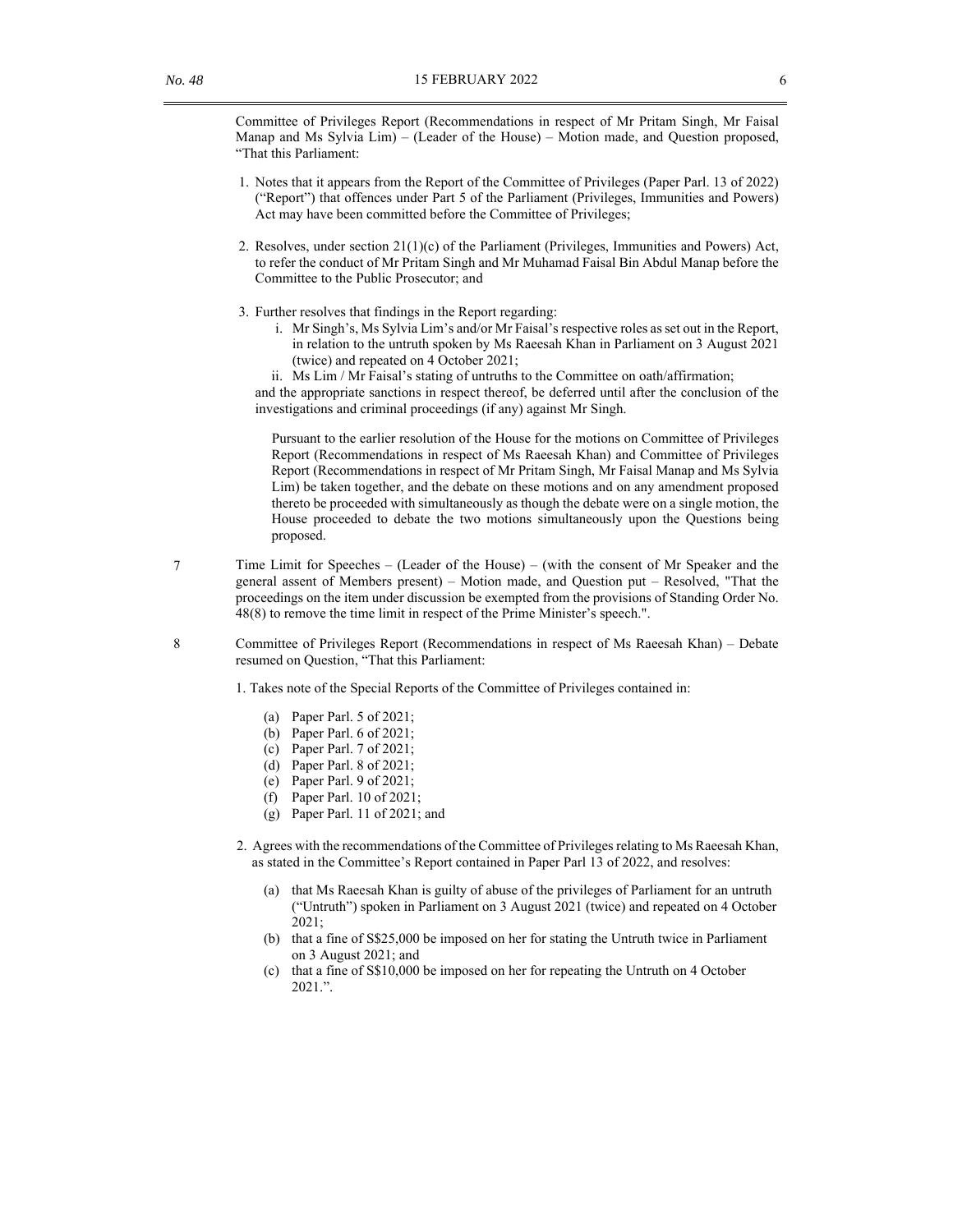Committee of Privileges Report (Recommendations in respect of Mr Pritam Singh, Mr Faisal Manap and Ms Sylvia Lim) – (Leader of the House) – Motion made, and Question proposed, "That this Parliament:

1. Notes that it appears from the Report of the Committee of Privileges (Paper Parl. 13 of 2022) ("Report") that offences under Part 5 of the Parliament (Privileges, Immunities and Powers) Act may have been committed before the Committee of Privileges;

2. Resolves, under section 21(1)(c) of the Parliament (Privileges, Immunities and Powers) Act, to refer the conduct of Mr Pritam Singh and Mr Muhamad Faisal Bin Abdul Manap before the Committee to the Public Prosecutor; and

3. Further resolves that findings in the Report regarding:
   i. Mr Singh's, Ms Sylvia Lim's and/or Mr Faisal's respective roles as set out in the Report, in relation to the untruth spoken by Ms Raeesah Khan in Parliament on 3 August 2021 (twice) and repeated on 4 October 2021;
   ii. Ms Lim / Mr Faisal's stating of untruths to the Committee on oath/affirmation;

   and the appropriate sanctions in respect thereof, be deferred until after the conclusion of the investigations and criminal proceedings (if any) against Mr Singh.

Pursuant to the earlier resolution of the House for the motions on Committee of Privileges Report (Recommendations in respect of Ms Raeesah Khan) and Committee of Privileges Report (Recommendations in respect of Mr Pritam Singh, Mr Faisal Manap and Ms Sylvia Lim) be taken together, and the debate on these motions and on any amendment proposed thereto be proceeded with simultaneously as though the debate were on a single motion, the House proceeded to debate the two motions simultaneously upon the Questions being proposed.

7 Time Limit for Speeches – (Leader of the House) – (with the consent of Mr Speaker and the general assent of Members present) – Motion made, and Question put – Resolved, "That the proceedings on the item under discussion be exempted from the provisions of Standing Order No. 48(8) to remove the time limit in respect of the Prime Minister's speech.".

8 Committee of Privileges Report (Recommendations in respect of Ms Raeesah Khan) – Debate resumed on Question, "That this Parliament:

1. Takes note of the Special Reports of the Committee of Privileges contained in:

   (a) Paper Parl. 5 of 2021;
   (b) Paper Parl. 6 of 2021;
   (c) Paper Parl. 7 of 2021;
   (d) Paper Parl. 8 of 2021;
   (e) Paper Parl. 9 of 2021;
   (f) Paper Parl. 10 of 2021;
   (g) Paper Parl. 11 of 2021; and

2. Agrees with the recommendations of the Committee of Privileges relating to Ms Raeesah Khan, as stated in the Committee's Report contained in Paper Parl 13 of 2022, and resolves:

   (a) that Ms Raeesah Khan is guilty of abuse of the privileges of Parliament for an untruth ("Untruth") spoken in Parliament on 3 August 2021 (twice) and repeated on 4 October 2021;
   (b) that a fine of S$25,000 be imposed on her for stating the Untruth twice in Parliament on 3 August 2021; and
   (c) that a fine of S$10,000 be imposed on her for repeating the Untruth on 4 October 2021.".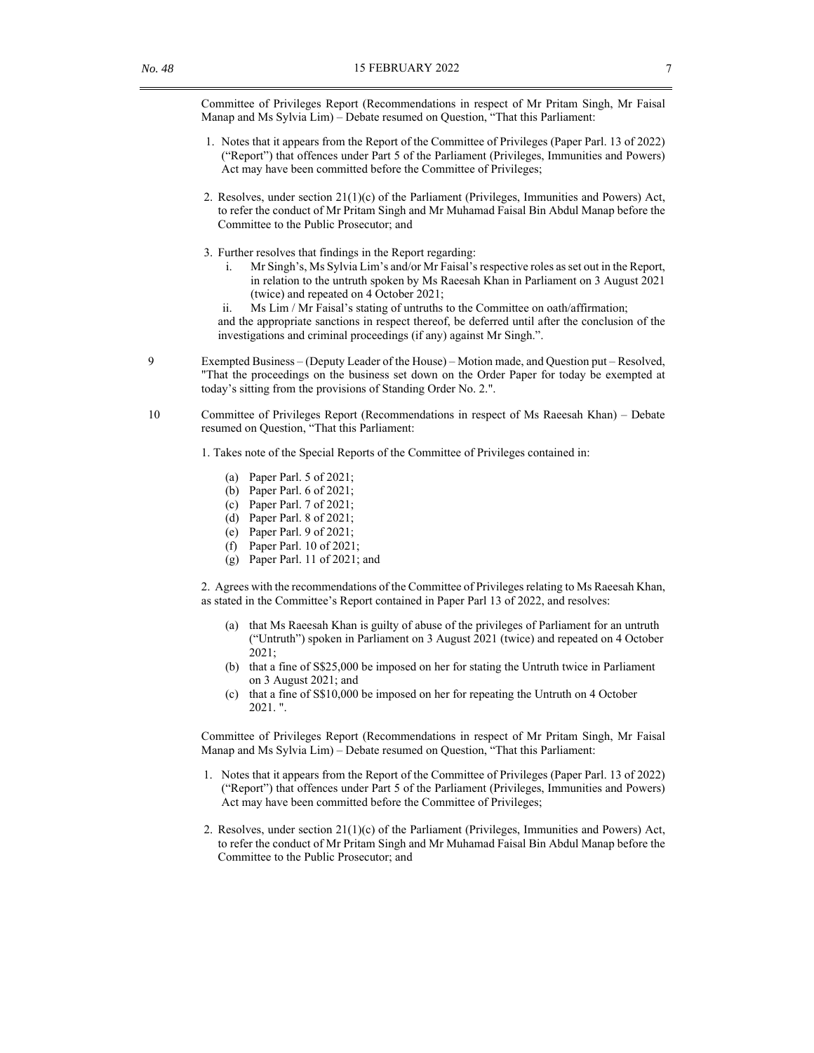Committee of Privileges Report (Recommendations in respect of Mr Pritam Singh, Mr Faisal Manap and Ms Sylvia Lim) – Debate resumed on Question, "That this Parliament:

1. Notes that it appears from the Report of the Committee of Privileges (Paper Parl. 13 of 2022) ("Report") that offences under Part 5 of the Parliament (Privileges, Immunities and Powers) Act may have been committed before the Committee of Privileges;

2. Resolves, under section 21(1)(c) of the Parliament (Privileges, Immunities and Powers) Act, to refer the conduct of Mr Pritam Singh and Mr Muhamad Faisal Bin Abdul Manap before the Committee to the Public Prosecutor; and

3. Further resolves that findings in the Report regarding:
    i. Mr Singh's, Ms Sylvia Lim's and/or Mr Faisal's respective roles as set out in the Report, in relation to the untruth spoken by Ms Raeesah Khan in Parliament on 3 August 2021 (twice) and repeated on 4 October 2021;
    ii. Ms Lim / Mr Faisal's stating of untruths to the Committee on oath/affirmation;

    and the appropriate sanctions in respect thereof, be deferred until after the conclusion of the investigations and criminal proceedings (if any) against Mr Singh.".

9 Exempted Business – (Deputy Leader of the House) – Motion made, and Question put – Resolved, "That the proceedings on the business set down on the Order Paper for today be exempted at today's sitting from the provisions of Standing Order No. 2.".

10 Committee of Privileges Report (Recommendations in respect of Ms Raeesah Khan) – Debate resumed on Question, "That this Parliament:

1. Takes note of the Special Reports of the Committee of Privileges contained in:

    (a) Paper Parl. 5 of 2021;
    (b) Paper Parl. 6 of 2021;
    (c) Paper Parl. 7 of 2021;
    (d) Paper Parl. 8 of 2021;
    (e) Paper Parl. 9 of 2021;
    (f) Paper Parl. 10 of 2021;
    (g) Paper Parl. 11 of 2021; and

2. Agrees with the recommendations of the Committee of Privileges relating to Ms Raeesah Khan, as stated in the Committee's Report contained in Paper Parl 13 of 2022, and resolves:

    (a) that Ms Raeesah Khan is guilty of abuse of the privileges of Parliament for an untruth ("Untruth") spoken in Parliament on 3 August 2021 (twice) and repeated on 4 October 2021;
    (b) that a fine of S$25,000 be imposed on her for stating the Untruth twice in Parliament on 3 August 2021; and
    (c) that a fine of S$10,000 be imposed on her for repeating the Untruth on 4 October 2021. ".

Committee of Privileges Report (Recommendations in respect of Mr Pritam Singh, Mr Faisal Manap and Ms Sylvia Lim) – Debate resumed on Question, "That this Parliament:

1. Notes that it appears from the Report of the Committee of Privileges (Paper Parl. 13 of 2022) ("Report") that offences under Part 5 of the Parliament (Privileges, Immunities and Powers) Act may have been committed before the Committee of Privileges;

2. Resolves, under section 21(1)(c) of the Parliament (Privileges, Immunities and Powers) Act, to refer the conduct of Mr Pritam Singh and Mr Muhamad Faisal Bin Abdul Manap before the Committee to the Public Prosecutor; and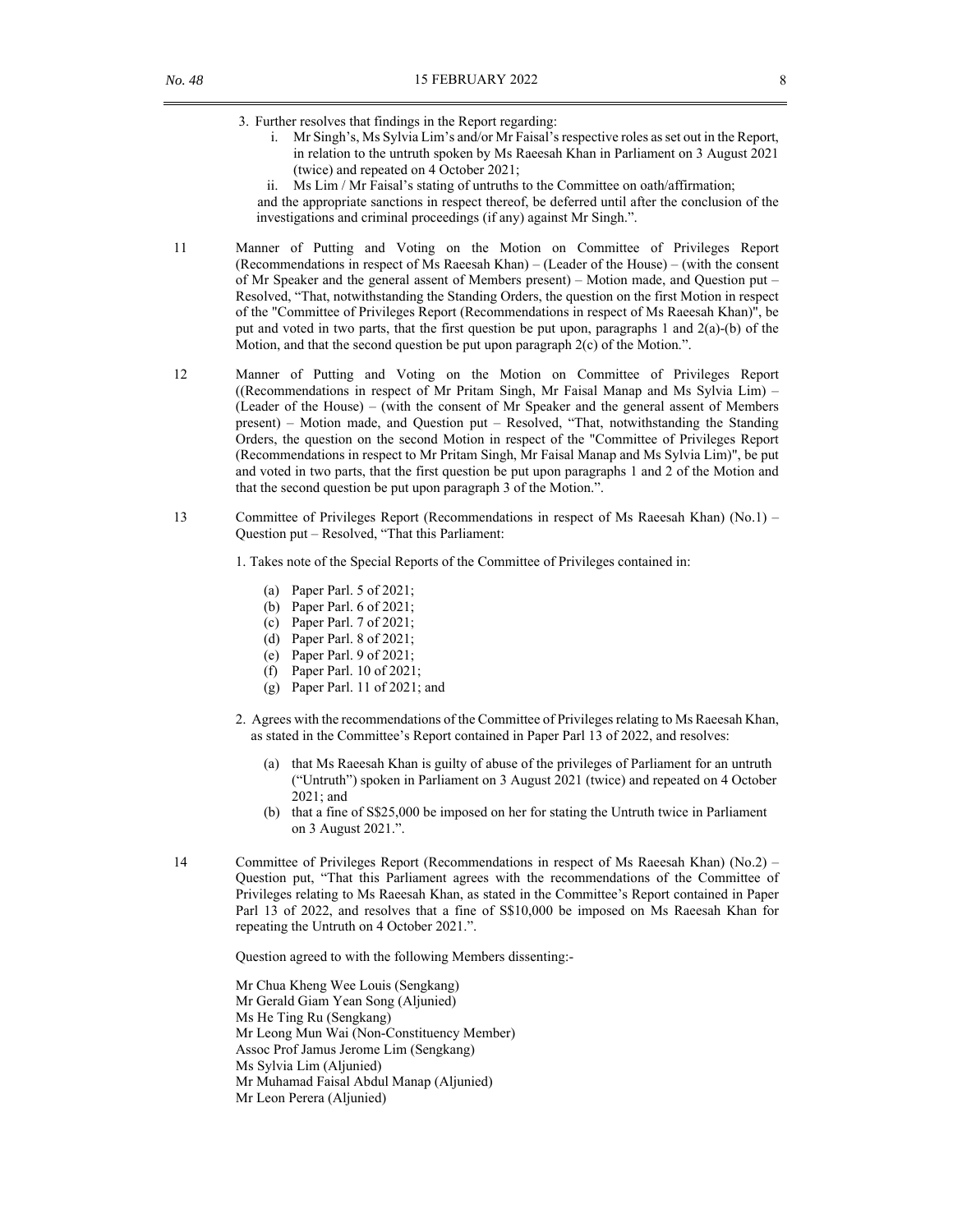3. Further resolves that findings in the Report regarding:
   i. Mr Singh's, Ms Sylvia Lim's and/or Mr Faisal's respective roles as set out in the Report, in relation to the untruth spoken by Ms Raeesah Khan in Parliament on 3 August 2021 (twice) and repeated on 4 October 2021;
   ii. Ms Lim / Mr Faisal's stating of untruths to the Committee on oath/affirmation;

   and the appropriate sanctions in respect thereof, be deferred until after the conclusion of the investigations and criminal proceedings (if any) against Mr Singh.".

11 Manner of Putting and Voting on the Motion on Committee of Privileges Report (Recommendations in respect of Ms Raeesah Khan) – (Leader of the House) – (with the consent of Mr Speaker and the general assent of Members present) – Motion made, and Question put – Resolved, "That, notwithstanding the Standing Orders, the question on the first Motion in respect of the "Committee of Privileges Report (Recommendations in respect of Ms Raeesah Khan)", be put and voted in two parts, that the first question be put upon, paragraphs 1 and 2(a)-(b) of the Motion, and that the second question be put upon paragraph 2(c) of the Motion.".

12 Manner of Putting and Voting on the Motion on Committee of Privileges Report ((Recommendations in respect of Mr Pritam Singh, Mr Faisal Manap and Ms Sylvia Lim) – (Leader of the House) – (with the consent of Mr Speaker and the general assent of Members present) – Motion made, and Question put – Resolved, "That, notwithstanding the Standing Orders, the question on the second Motion in respect of the "Committee of Privileges Report (Recommendations in respect to Mr Pritam Singh, Mr Faisal Manap and Ms Sylvia Lim)", be put and voted in two parts, that the first question be put upon paragraphs 1 and 2 of the Motion and that the second question be put upon paragraph 3 of the Motion.".

13 Committee of Privileges Report (Recommendations in respect of Ms Raeesah Khan) (No.1) – Question put – Resolved, "That this Parliament:

1. Takes note of the Special Reports of the Committee of Privileges contained in:

   (a) Paper Parl. 5 of 2021;
   (b) Paper Parl. 6 of 2021;
   (c) Paper Parl. 7 of 2021;
   (d) Paper Parl. 8 of 2021;
   (e) Paper Parl. 9 of 2021;
   (f) Paper Parl. 10 of 2021;
   (g) Paper Parl. 11 of 2021; and

2. Agrees with the recommendations of the Committee of Privileges relating to Ms Raeesah Khan, as stated in the Committee's Report contained in Paper Parl 13 of 2022, and resolves:

   (a) that Ms Raeesah Khan is guilty of abuse of the privileges of Parliament for an untruth ("Untruth") spoken in Parliament on 3 August 2021 (twice) and repeated on 4 October 2021; and
   (b) that a fine of S$25,000 be imposed on her for stating the Untruth twice in Parliament on 3 August 2021.".

14 Committee of Privileges Report (Recommendations in respect of Ms Raeesah Khan) (No.2) – Question put, "That this Parliament agrees with the recommendations of the Committee of Privileges relating to Ms Raeesah Khan, as stated in the Committee's Report contained in Paper Parl 13 of 2022, and resolves that a fine of S$10,000 be imposed on Ms Raeesah Khan for repeating the Untruth on 4 October 2021.".

Question agreed to with the following Members dissenting:-

Mr Chua Kheng Wee Louis (Sengkang)
Mr Gerald Giam Yean Song (Aljunied)
Ms He Ting Ru (Sengkang)
Mr Leong Mun Wai (Non-Constituency Member)
Assoc Prof Jamus Jerome Lim (Sengkang)
Ms Sylvia Lim (Aljunied)
Mr Muhamad Faisal Abdul Manap (Aljunied)
Mr Leon Perera (Aljunied)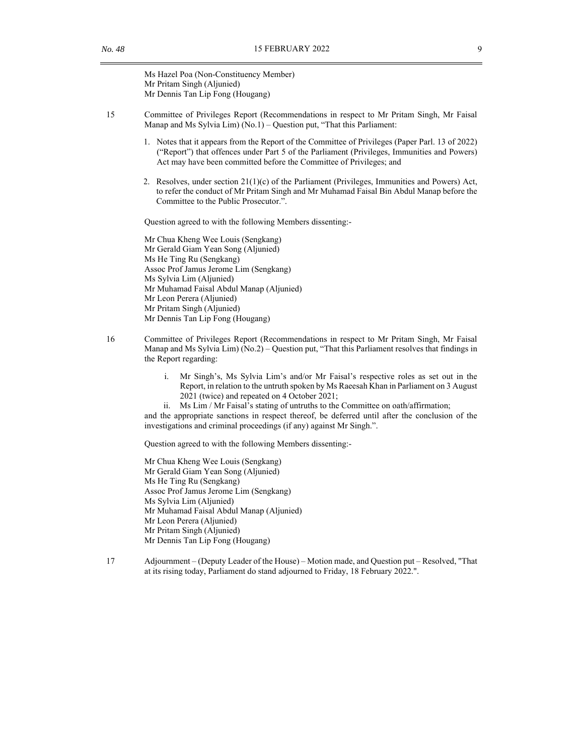Ms Hazel Poa (Non-Constituency Member)
Mr Pritam Singh (Aljunied)
Mr Dennis Tan Lip Fong (Hougang)

15 Committee of Privileges Report (Recommendations in respect to Mr Pritam Singh, Mr Faisal Manap and Ms Sylvia Lim) (No.1) – Question put, "That this Parliament:

1. Notes that it appears from the Report of the Committee of Privileges (Paper Parl. 13 of 2022) ("Report") that offences under Part 5 of the Parliament (Privileges, Immunities and Powers) Act may have been committed before the Committee of Privileges; and

2. Resolves, under section 21(1)(c) of the Parliament (Privileges, Immunities and Powers) Act, to refer the conduct of Mr Pritam Singh and Mr Muhamad Faisal Bin Abdul Manap before the Committee to the Public Prosecutor.".

Question agreed to with the following Members dissenting:-

Mr Chua Kheng Wee Louis (Sengkang)
Mr Gerald Giam Yean Song (Aljunied)
Ms He Ting Ru (Sengkang)
Assoc Prof Jamus Jerome Lim (Sengkang)
Ms Sylvia Lim (Aljunied)
Mr Muhamad Faisal Abdul Manap (Aljunied)
Mr Leon Perera (Aljunied)
Mr Pritam Singh (Aljunied)
Mr Dennis Tan Lip Fong (Hougang)

16 Committee of Privileges Report (Recommendations in respect to Mr Pritam Singh, Mr Faisal Manap and Ms Sylvia Lim) (No.2) – Question put, "That this Parliament resolves that findings in the Report regarding:

i. Mr Singh's, Ms Sylvia Lim's and/or Mr Faisal's respective roles as set out in the Report, in relation to the untruth spoken by Ms Raeesah Khan in Parliament on 3 August 2021 (twice) and repeated on 4 October 2021;
ii. Ms Lim / Mr Faisal's stating of untruths to the Committee on oath/affirmation;

and the appropriate sanctions in respect thereof, be deferred until after the conclusion of the investigations and criminal proceedings (if any) against Mr Singh.".

Question agreed to with the following Members dissenting:-

Mr Chua Kheng Wee Louis (Sengkang)
Mr Gerald Giam Yean Song (Aljunied)
Ms He Ting Ru (Sengkang)
Assoc Prof Jamus Jerome Lim (Sengkang)
Ms Sylvia Lim (Aljunied)
Mr Muhamad Faisal Abdul Manap (Aljunied)
Mr Leon Perera (Aljunied)
Mr Pritam Singh (Aljunied)
Mr Dennis Tan Lip Fong (Hougang)

17 Adjournment – (Deputy Leader of the House) – Motion made, and Question put – Resolved, "That at its rising today, Parliament do stand adjourned to Friday, 18 February 2022.".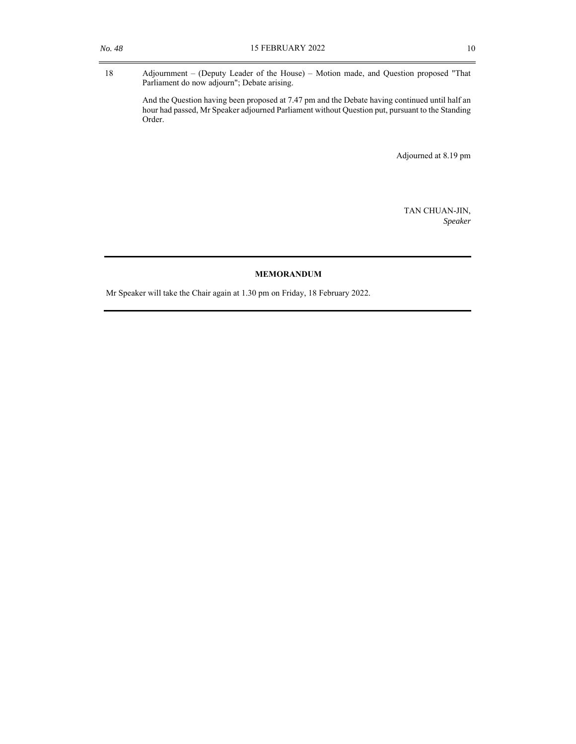18 Adjournment – (Deputy Leader of the House) – Motion made, and Question proposed "That Parliament do now adjourn"; Debate arising.

And the Question having been proposed at 7.47 pm and the Debate having continued until half an hour had passed, Mr Speaker adjourned Parliament without Question put, pursuant to the Standing Order.

Adjourned at 8.19 pm

TAN CHUAN-JIN,
*Speaker*

---

**MEMORANDUM**

Mr Speaker will take the Chair again at 1.30 pm on Friday, 18 February 2022.

---